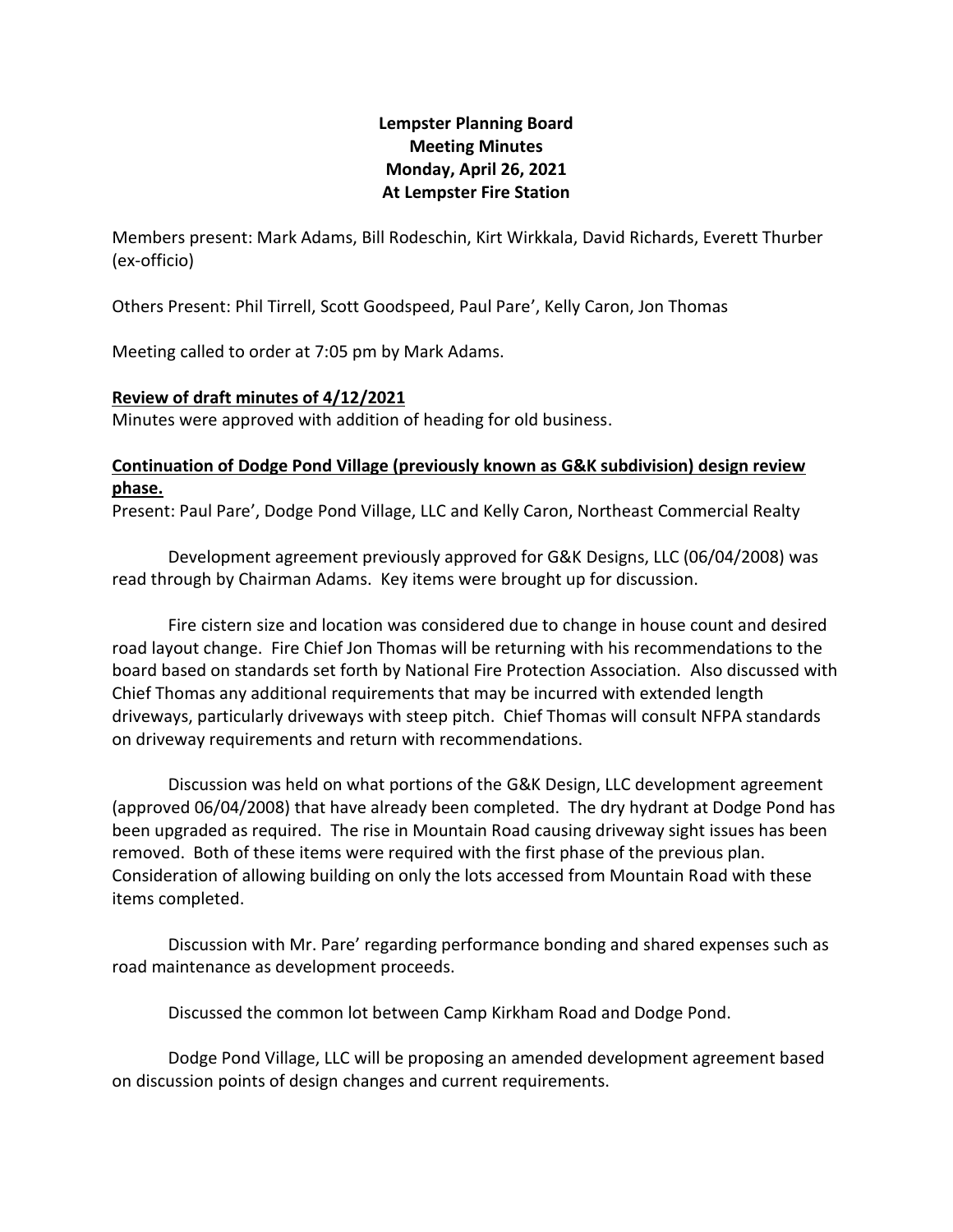# Lempster Planning Board
## Meeting Minutes
## Monday, April 26, 2021
## At Lempster Fire Station

Members present: Mark Adams, Bill Rodeschin, Kirt Wirkkala, David Richards, Everett Thurber (ex-officio)

Others Present: Phil Tirrell, Scott Goodspeed, Paul Pare', Kelly Caron, Jon Thomas

Meeting called to order at 7:05 pm by Mark Adams.

**Review of draft minutes of 4/12/2021**

Minutes were approved with addition of heading for old business.

**Continuation of Dodge Pond Village (previously known as G&K subdivision) design review phase.**

Present: Paul Pare', Dodge Pond Village, LLC and Kelly Caron, Northeast Commercial Realty

Development agreement previously approved for G&K Designs, LLC (06/04/2008) was read through by Chairman Adams. Key items were brought up for discussion.

Fire cistern size and location was considered due to change in house count and desired road layout change. Fire Chief Jon Thomas will be returning with his recommendations to the board based on standards set forth by National Fire Protection Association. Also discussed with Chief Thomas any additional requirements that may be incurred with extended length driveways, particularly driveways with steep pitch. Chief Thomas will consult NFPA standards on driveway requirements and return with recommendations.

Discussion was held on what portions of the G&K Design, LLC development agreement (approved 06/04/2008) that have already been completed. The dry hydrant at Dodge Pond has been upgraded as required. The rise in Mountain Road causing driveway sight issues has been removed. Both of these items were required with the first phase of the previous plan. Consideration of allowing building on only the lots accessed from Mountain Road with these items completed.

Discussion with Mr. Pare' regarding performance bonding and shared expenses such as road maintenance as development proceeds.

Discussed the common lot between Camp Kirkham Road and Dodge Pond.

Dodge Pond Village, LLC will be proposing an amended development agreement based on discussion points of design changes and current requirements.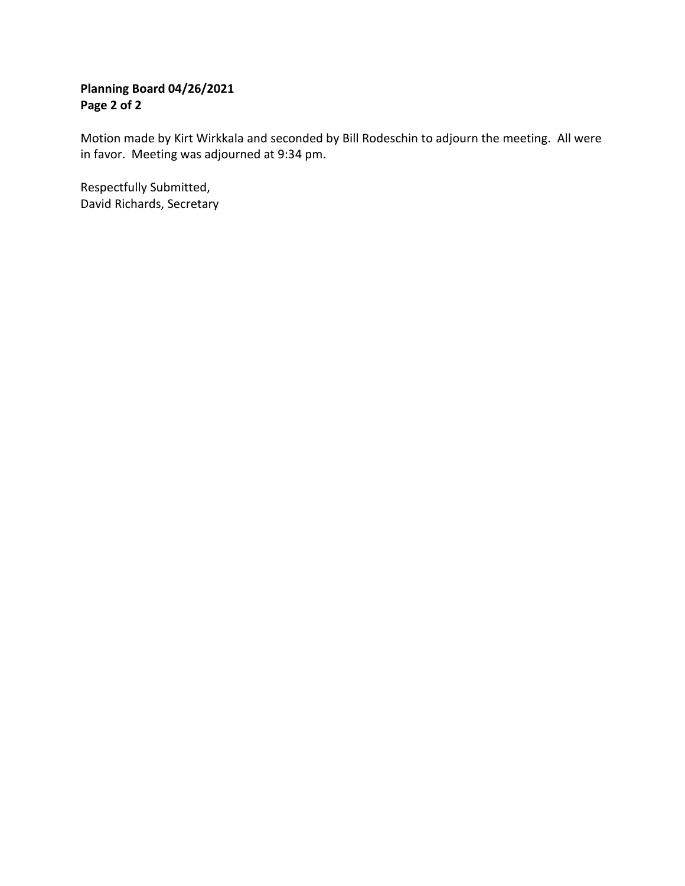Motion made by Kirt Wirkkala and seconded by Bill Rodeschin to adjourn the meeting. All were in favor. Meeting was adjourned at 9:34 pm.

Respectfully Submitted,
David Richards, Secretary